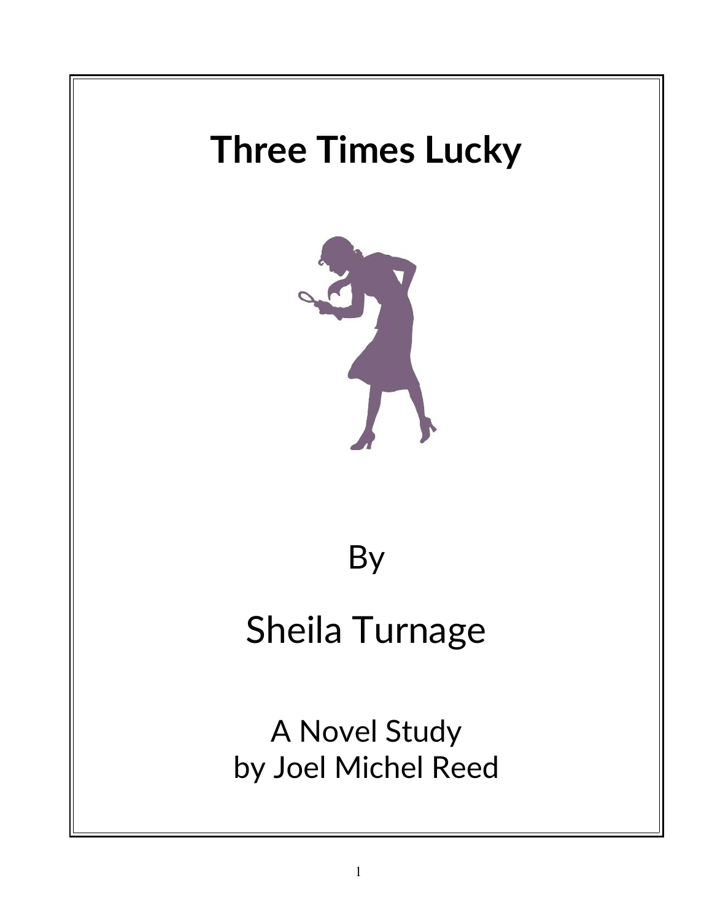# Three Times Lucky

By

Sheila Turnage

A Novel Study
by Joel Michel Reed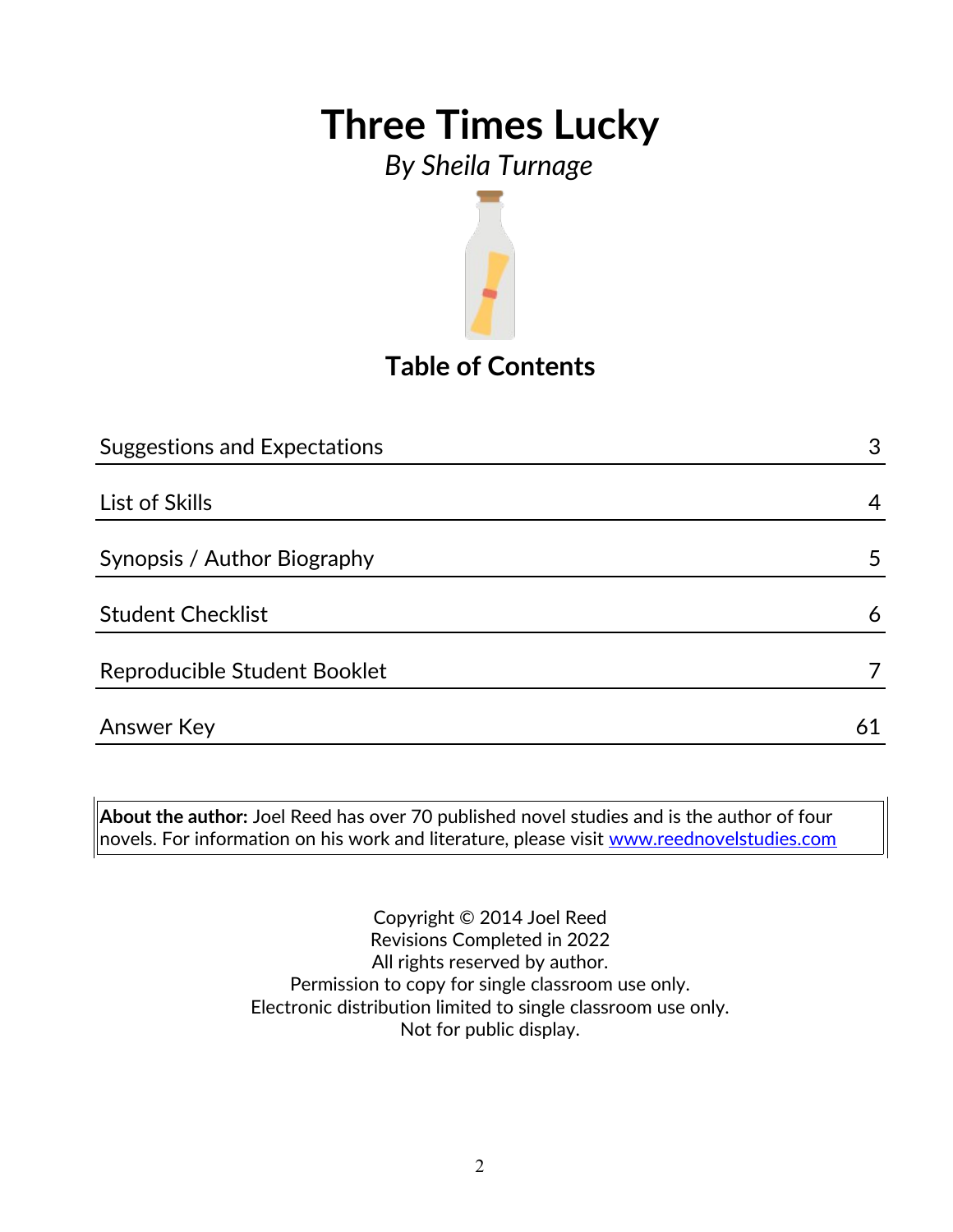# Three Times Lucky

*By Sheila Turnage*

## Table of Contents

| | |
|---|---|
| Suggestions and Expectations | 3 |
| List of Skills | 4 |
| Synopsis / Author Biography | 5 |
| Student Checklist | 6 |
| Reproducible Student Booklet | 7 |
| Answer Key | 61 |

**About the author:** Joel Reed has over 70 published novel studies and is the author of four novels. For information on his work and literature, please visit www.reednovelstudies.com

Copyright © 2014 Joel Reed
Revisions Completed in 2022
All rights reserved by author.
Permission to copy for single classroom use only.
Electronic distribution limited to single classroom use only.
Not for public display.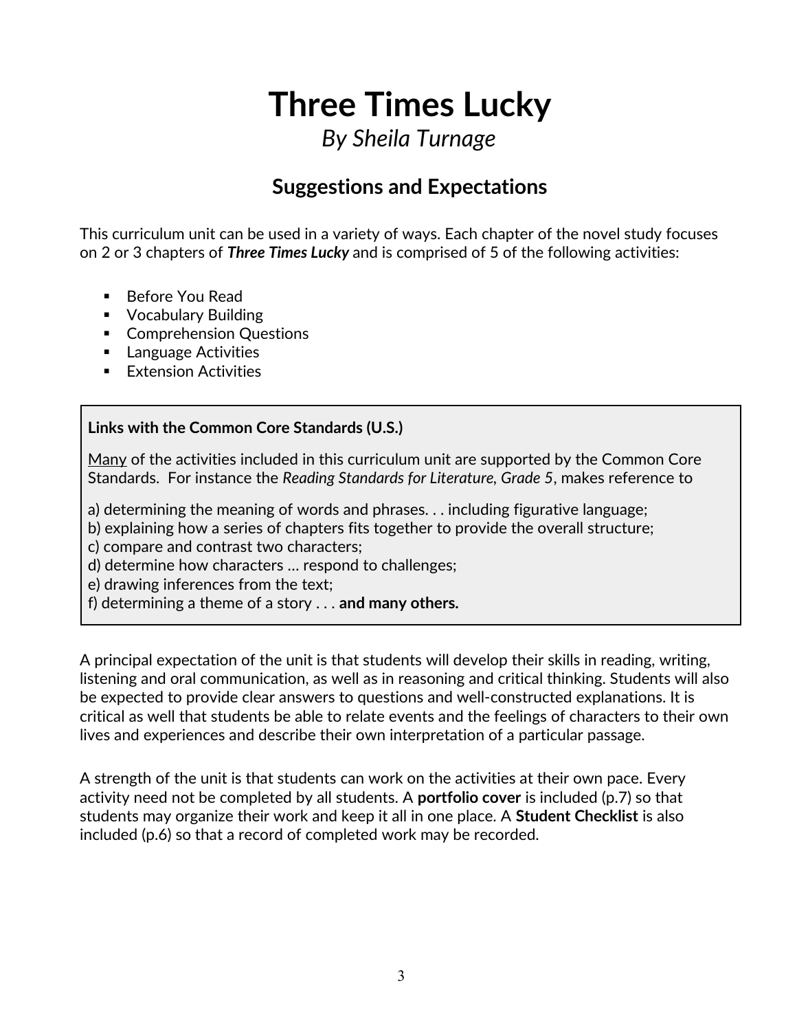# Three Times Lucky

*By Sheila Turnage*

## Suggestions and Expectations

This curriculum unit can be used in a variety of ways. Each chapter of the novel study focuses on 2 or 3 chapters of ***Three Times Lucky*** and is comprised of 5 of the following activities:

- Before You Read
- Vocabulary Building
- Comprehension Questions
- Language Activities
- Extension Activities

**Links with the Common Core Standards (U.S.)**

<u>Many</u> of the activities included in this curriculum unit are supported by the Common Core Standards. For instance the *Reading Standards for Literature, Grade 5*, makes reference to

a) determining the meaning of words and phrases. . . including figurative language;
b) explaining how a series of chapters fits together to provide the overall structure;
c) compare and contrast two characters;
d) determine how characters … respond to challenges;
e) drawing inferences from the text;
f) determining a theme of a story . . . **and many others.**

A principal expectation of the unit is that students will develop their skills in reading, writing, listening and oral communication, as well as in reasoning and critical thinking. Students will also be expected to provide clear answers to questions and well-constructed explanations. It is critical as well that students be able to relate events and the feelings of characters to their own lives and experiences and describe their own interpretation of a particular passage.

A strength of the unit is that students can work on the activities at their own pace. Every activity need not be completed by all students. A **portfolio cover** is included (p.7) so that students may organize their work and keep it all in one place. A **Student Checklist** is also included (p.6) so that a record of completed work may be recorded.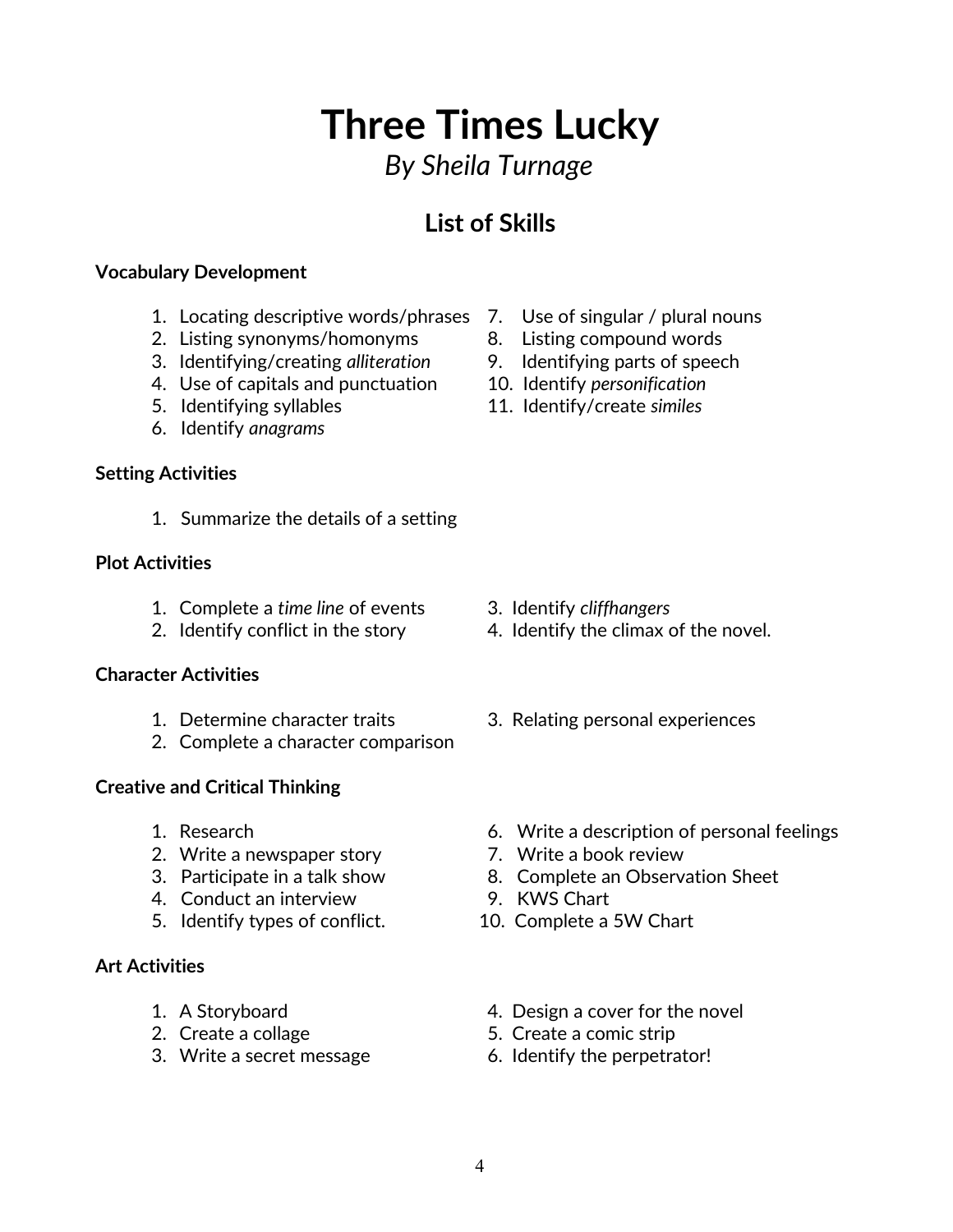# Three Times Lucky

*By Sheila Turnage*

## List of Skills

**Vocabulary Development**

1. Locating descriptive words/phrases
2. Listing synonyms/homonyms
3. Identifying/creating *alliteration*
4. Use of capitals and punctuation
5. Identifying syllables
6. Identify *anagrams*
7. Use of singular / plural nouns
8. Listing compound words
9. Identifying parts of speech
10. Identify *personification*
11. Identify/create *similes*

**Setting Activities**

1. Summarize the details of a setting

**Plot Activities**

1. Complete a *time line* of events
2. Identify conflict in the story
3. Identify *cliffhangers*
4. Identify the climax of the novel.

**Character Activities**

1. Determine character traits
2. Complete a character comparison
3. Relating personal experiences

**Creative and Critical Thinking**

1. Research
2. Write a newspaper story
3. Participate in a talk show
4. Conduct an interview
5. Identify types of conflict.
6. Write a description of personal feelings
7. Write a book review
8. Complete an Observation Sheet
9. KWS Chart
10. Complete a 5W Chart

**Art Activities**

1. A Storyboard
2. Create a collage
3. Write a secret message
4. Design a cover for the novel
5. Create a comic strip
6. Identify the perpetrator!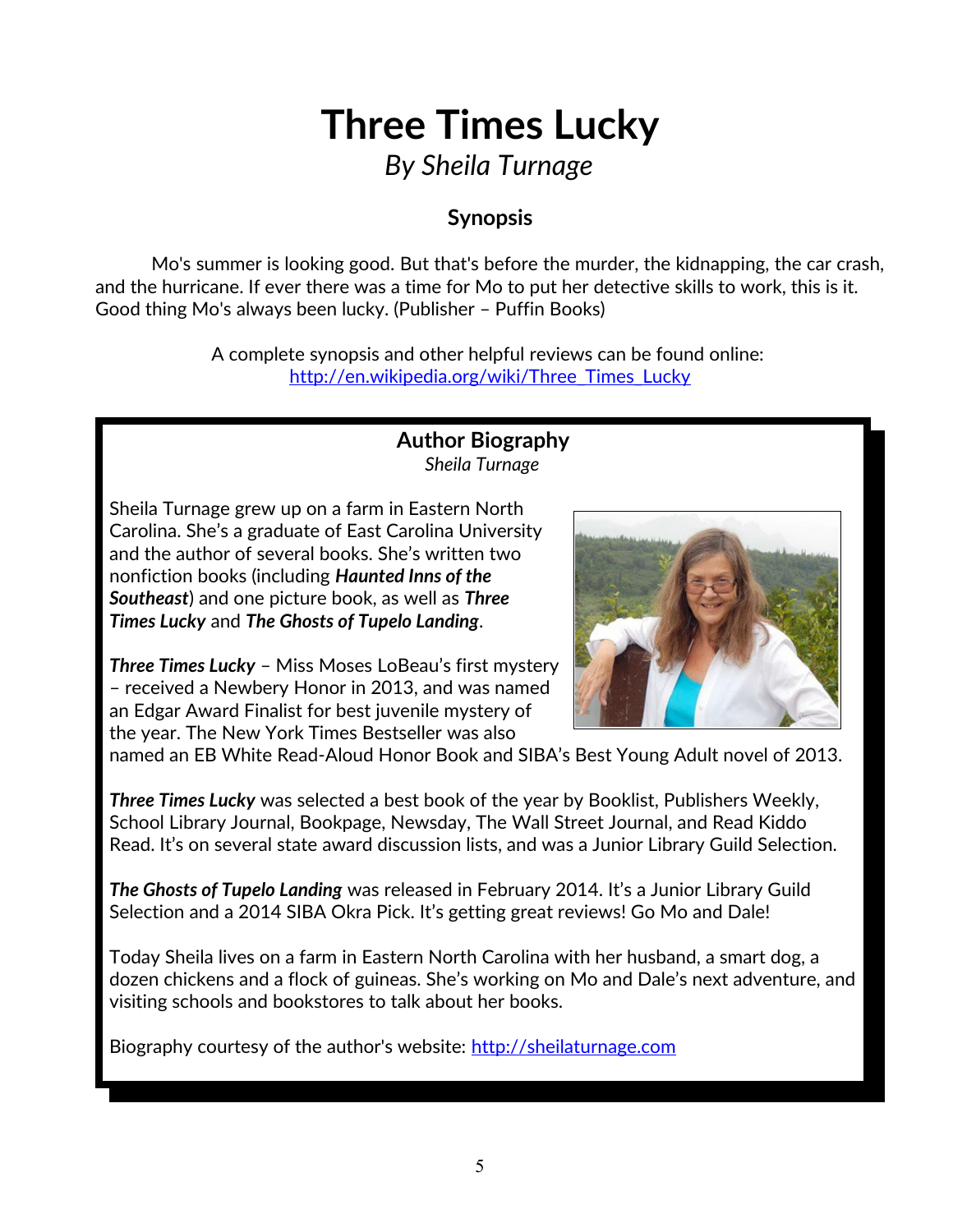# Three Times Lucky

*By Sheila Turnage*

### Synopsis

Mo's summer is looking good. But that's before the murder, the kidnapping, the car crash, and the hurricane. If ever there was a time for Mo to put her detective skills to work, this is it. Good thing Mo's always been lucky. (Publisher – Puffin Books)

A complete synopsis and other helpful reviews can be found online: [http://en.wikipedia.org/wiki/Three_Times_Lucky](http://en.wikipedia.org/wiki/Three_Times_Lucky)

### Author Biography

*Sheila Turnage*

Sheila Turnage grew up on a farm in Eastern North Carolina. She's a graduate of East Carolina University and the author of several books. She's written two nonfiction books (including ***Haunted Inns of the Southeast***) and one picture book, as well as ***Three Times Lucky*** and ***The Ghosts of Tupelo Landing***.

***Three Times Lucky*** – Miss Moses LoBeau's first mystery – received a Newbery Honor in 2013, and was named an Edgar Award Finalist for best juvenile mystery of the year. The New York Times Bestseller was also named an EB White Read-Aloud Honor Book and SIBA's Best Young Adult novel of 2013.

***Three Times Lucky*** was selected a best book of the year by Booklist, Publishers Weekly, School Library Journal, Bookpage, Newsday, The Wall Street Journal, and Read Kiddo Read. It's on several state award discussion lists, and was a Junior Library Guild Selection.

***The Ghosts of Tupelo Landing*** was released in February 2014. It's a Junior Library Guild Selection and a 2014 SIBA Okra Pick. It's getting great reviews! Go Mo and Dale!

Today Sheila lives on a farm in Eastern North Carolina with her husband, a smart dog, a dozen chickens and a flock of guineas. She's working on Mo and Dale's next adventure, and visiting schools and bookstores to talk about her books.

Biography courtesy of the author's website: [http://sheilaturnage.com](http://sheilaturnage.com)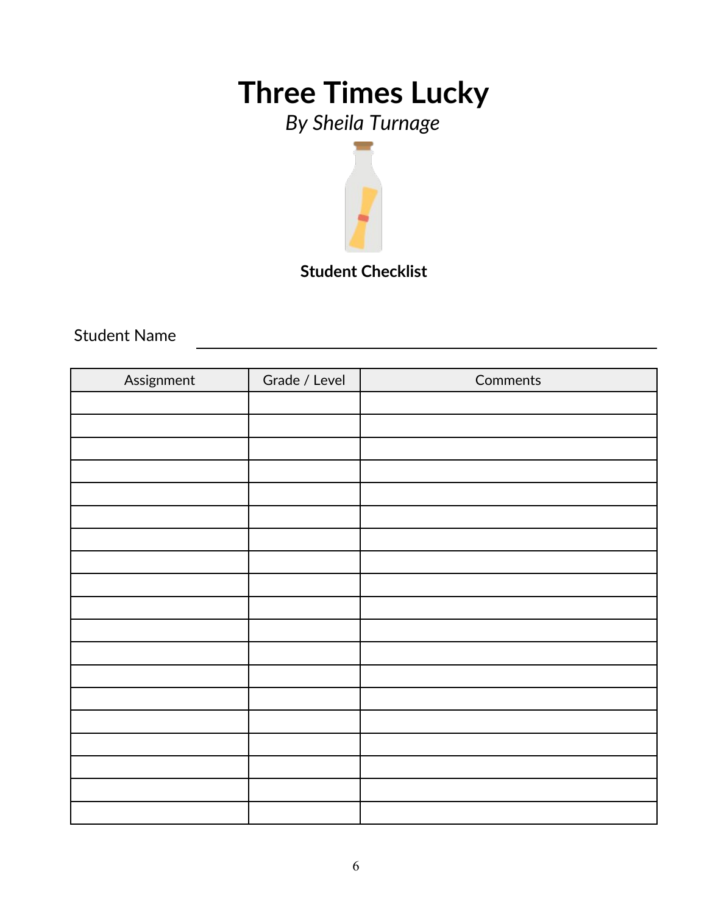# Three Times Lucky

*By Sheila Turnage*

**Student Checklist**

Student Name ______________________________

| Assignment | Grade / Level | Comments |
|---|---|---|
| | | |
| | | |
| | | |
| | | |
| | | |
| | | |
| | | |
| | | |
| | | |
| | | |
| | | |
| | | |
| | | |
| | | |
| | | |
| | | |
| | | |
| | | |
| | | |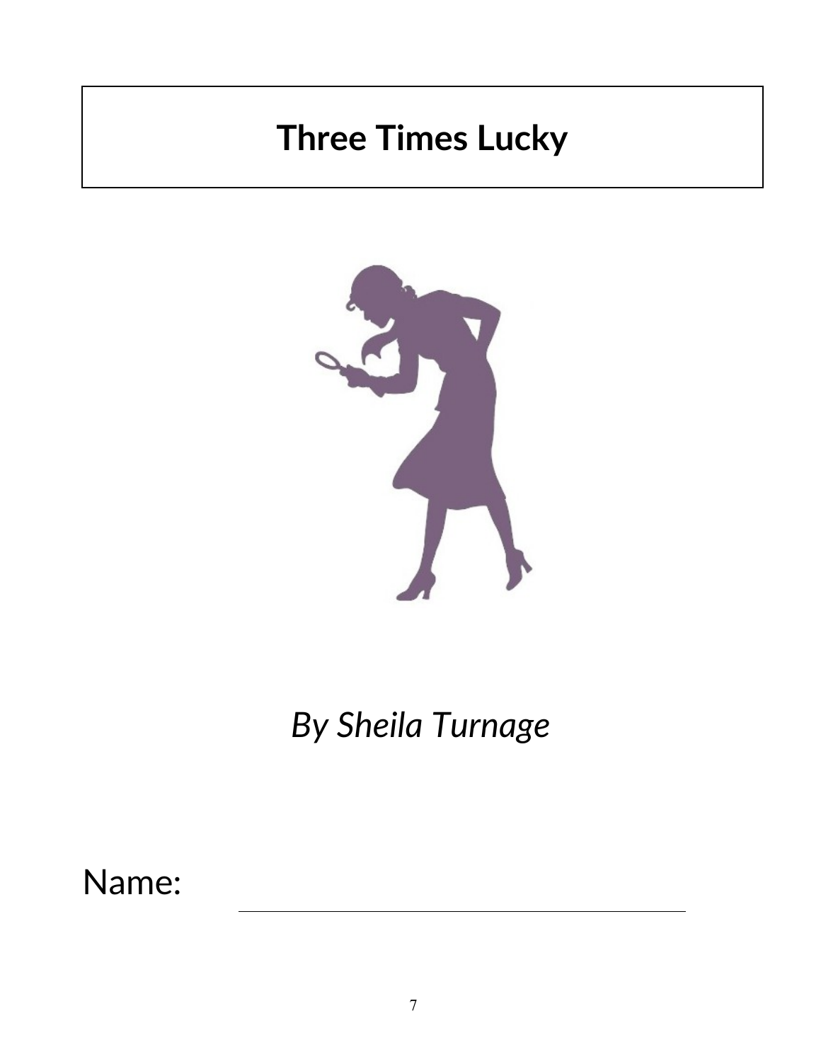# Three Times Lucky

*By Sheila Turnage*

Name: ______________________________________________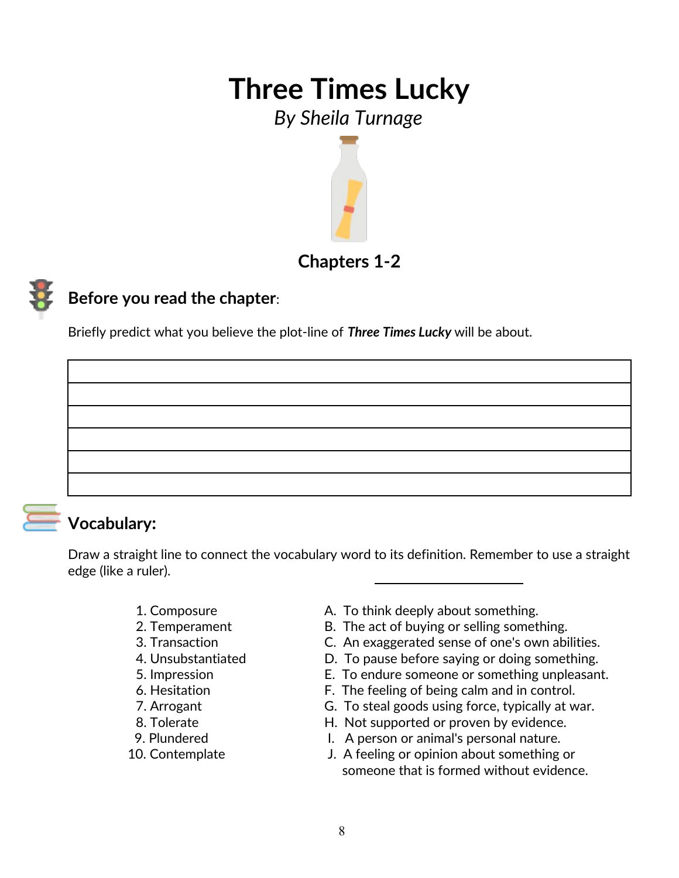# Three Times Lucky

*By Sheila Turnage*

## Chapters 1-2

### Before you read the chapter:

Briefly predict what you believe the plot-line of ***Three Times Lucky*** will be about.

| |
|---|
| |
| |
| |
| |
| |

### Vocabulary:

Draw a straight line to connect the vocabulary word to its definition. Remember to use a straight edge (like a ruler).

1. Composure
2. Temperament
3. Transaction
4. Unsubstantiated
5. Impression
6. Hesitation
7. Arrogant
8. Tolerate
9. Plundered
10. Contemplate

A. To think deeply about something.
B. The act of buying or selling something.
C. An exaggerated sense of one's own abilities.
D. To pause before saying or doing something.
E. To endure someone or something unpleasant.
F. The feeling of being calm and in control.
G. To steal goods using force, typically at war.
H. Not supported or proven by evidence.
I. A person or animal's personal nature.
J. A feeling or opinion about something or someone that is formed without evidence.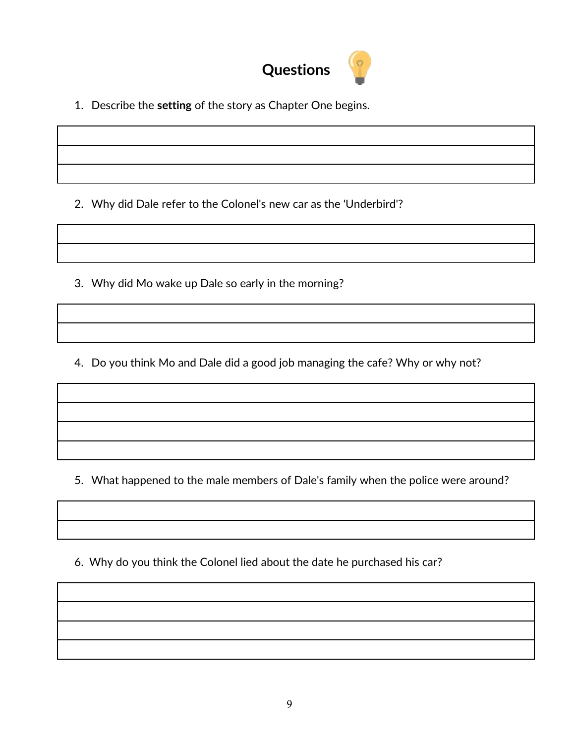# Questions

1. Describe the **setting** of the story as Chapter One begins.

2. Why did Dale refer to the Colonel's new car as the 'Underbird'?

3. Why did Mo wake up Dale so early in the morning?

4. Do you think Mo and Dale did a good job managing the cafe? Why or why not?

5. What happened to the male members of Dale's family when the police were around?

6. Why do you think the Colonel lied about the date he purchased his car?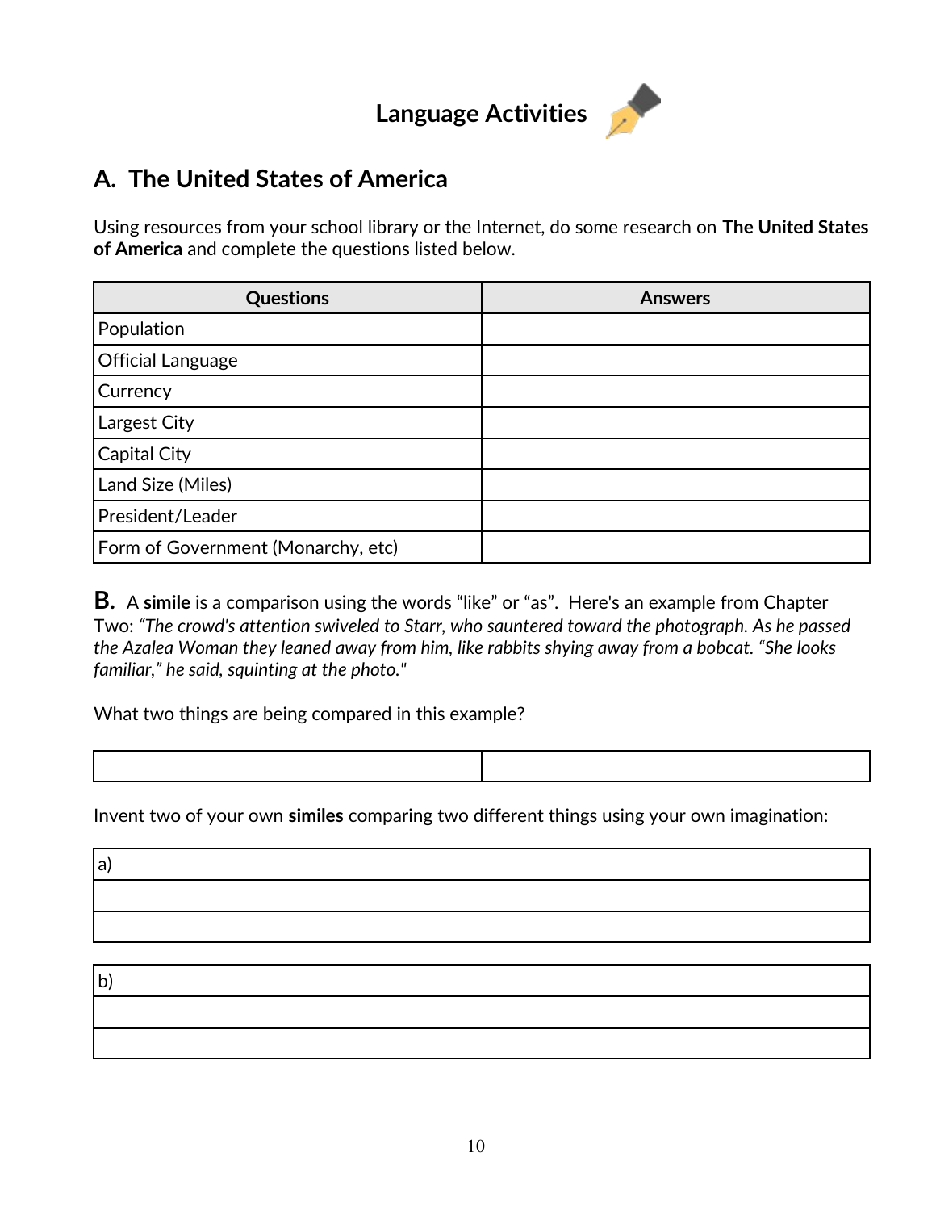# Language Activities

## A. The United States of America

Using resources from your school library or the Internet, do some research on **The United States of America** and complete the questions listed below.

| Questions | Answers |
|---|---|
| Population | |
| Official Language | |
| Currency | |
| Largest City | |
| Capital City | |
| Land Size (Miles) | |
| President/Leader | |
| Form of Government (Monarchy, etc) | |

**B.** A **simile** is a comparison using the words "like" or "as". Here's an example from Chapter Two: *"The crowd's attention swiveled to Starr, who sauntered toward the photograph. As he passed the Azalea Woman they leaned away from him, like rabbits shying away from a bobcat. "She looks familiar," he said, squinting at the photo."*

What two things are being compared in this example?

| | |
|---|---|
| | |

Invent two of your own **similes** comparing two different things using your own imagination:

| a) |
|---|
| |
| |

| b) |
|---|
| |
| |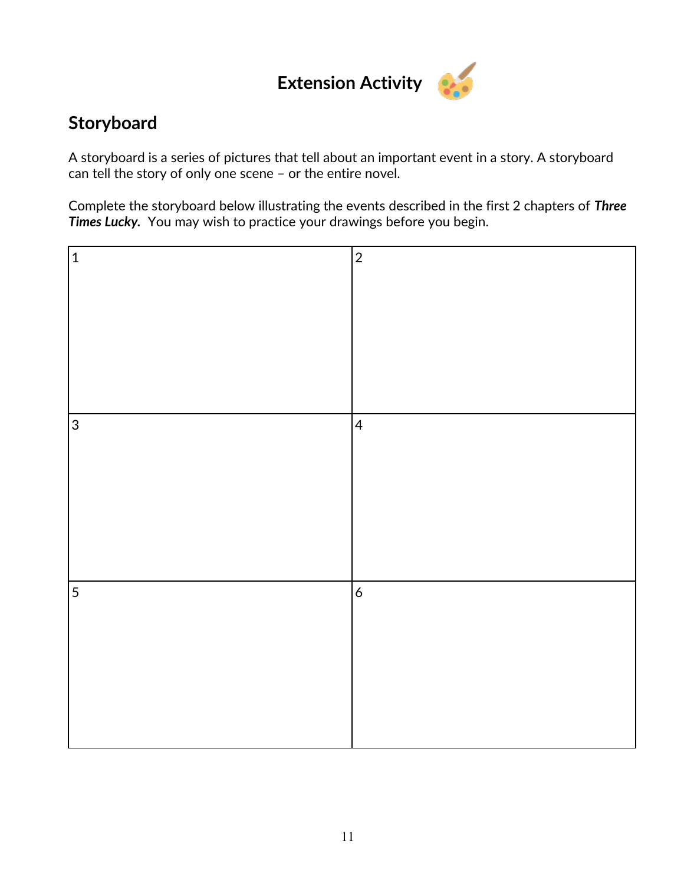# Extension Activity

## Storyboard

A storyboard is a series of pictures that tell about an important event in a story. A storyboard can tell the story of only one scene – or the entire novel.

Complete the storyboard below illustrating the events described in the first 2 chapters of ***Three Times Lucky.*** You may wish to practice your drawings before you begin.

| | |
|---|---|
| 1 | 2 |
| 3 | 4 |
| 5 | 6 |